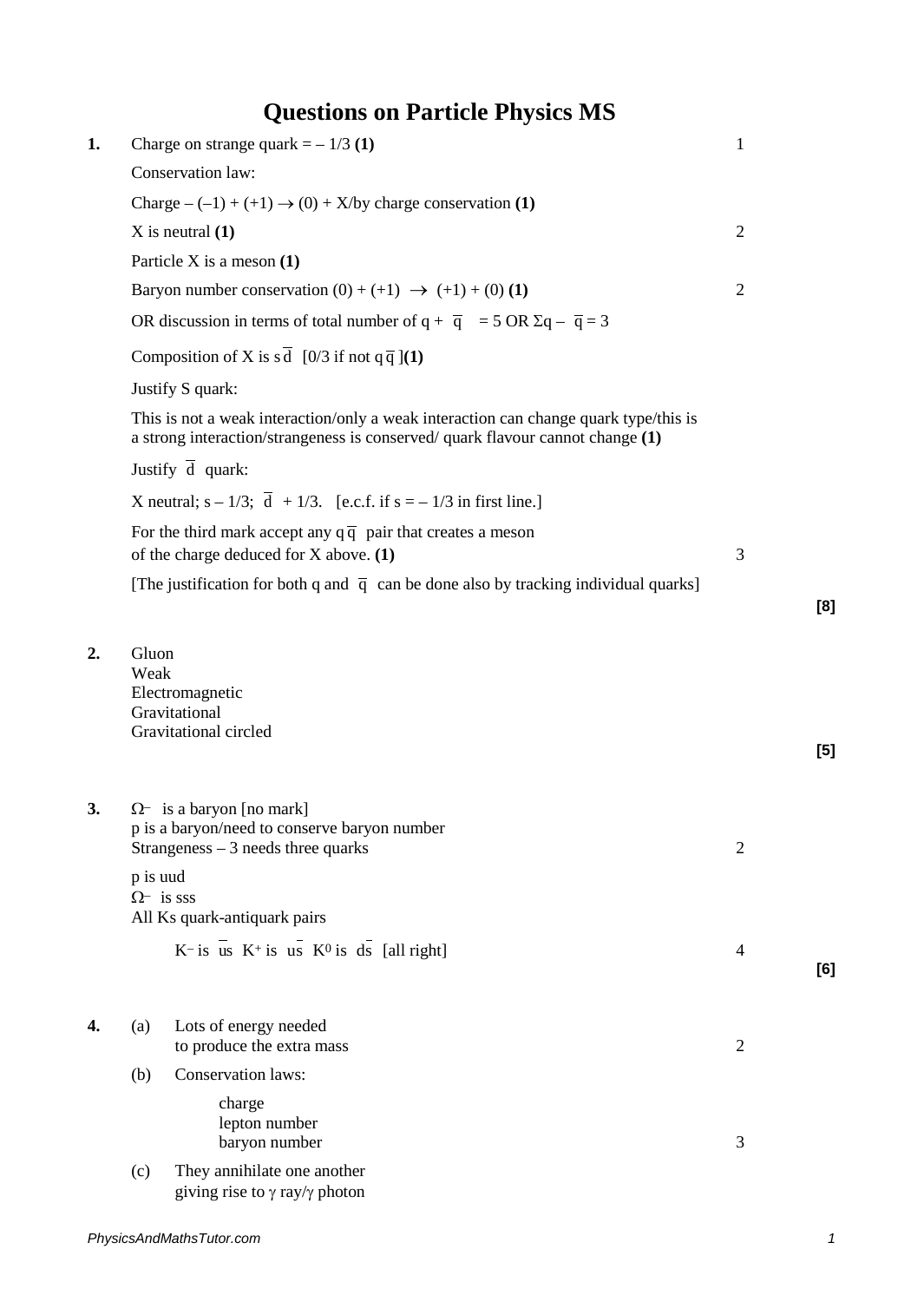# Questions on Particle Physics MS

**1.** Charge on strange quark = – 1/3 **(1)** 1

Conservation law:

Charge – (–1) + (+1) → (0) + X/by charge conservation **(1)**

X is neutral **(1)** 2

Particle X is a meson **(1)**

Baryon number conservation (0) + (+1) → (+1) + (0) **(1)** 2

OR discussion in terms of total number of q + $\overline{q}$ = 5 OR Σq – $\overline{q}$ = 3

Composition of X is s$\overline{d}$ [0/3 if not q$\overline{q}$ ]**(1)**

Justify S quark:

This is not a weak interaction/only a weak interaction can change quark type/this is a strong interaction/strangeness is conserved/ quark flavour cannot change **(1)**

Justify $\overline{d}$ quark:

X neutral; s – 1/3; $\overline{d}$ + 1/3. [e.c.f. if s = – 1/3 in first line.]

For the third mark accept any q$\overline{q}$ pair that creates a meson of the charge deduced for X above. **(1)** 3

[The justification for both q and $\overline{q}$ can be done also by tracking individual quarks]

**[8]**

**2.** Gluon
Weak
Electromagnetic
Gravitational
Gravitational circled

**[5]**

**3.** Ω⁻ is a baryon [no mark]
p is a baryon/need to conserve baryon number
Strangeness – 3 needs three quarks 2

p is uud
Ω⁻ is sss
All Ks quark-antiquark pairs

K⁻ is $\overline{u}$s K⁺ is u$\overline{s}$ K⁰ is d$\overline{s}$ [all right] 4

**[6]**

**4.** (a) Lots of energy needed
to produce the extra mass 2

(b) Conservation laws:

charge
lepton number
baryon number 3

(c) They annihilate one another
giving rise to γ ray/γ photon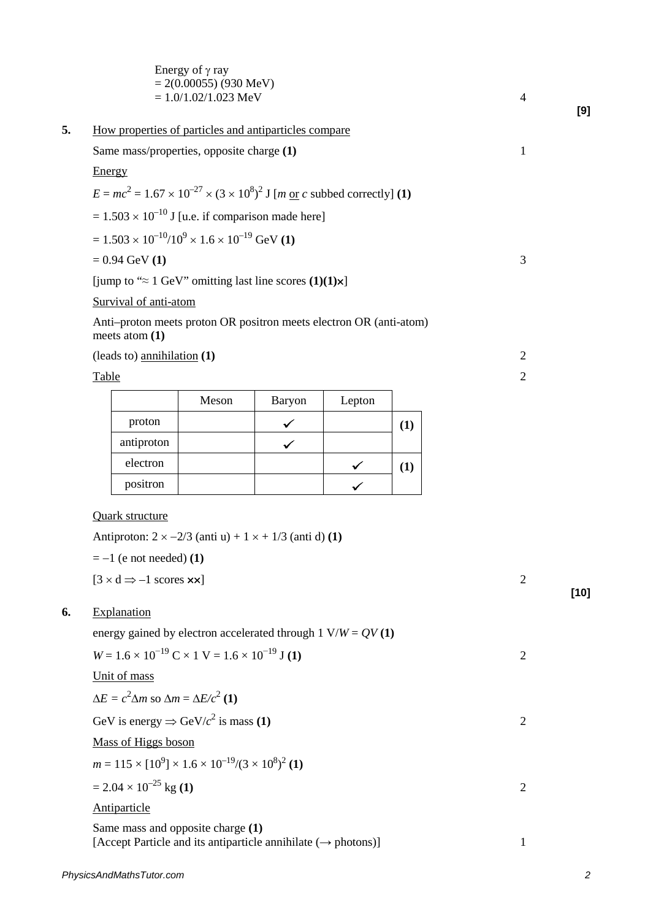Energy of γ ray
= 2(0.00055) (930 MeV)
= 1.0/1.02/1.023 MeV 4

**[9]**

**5.** How properties of particles and antiparticles compare

Same mass/properties, opposite charge **(1)** 1

Energy

$E = mc^2 = 1.67 \times 10^{-27} \times (3 \times 10^8)^2$ J [$m$ or $c$ subbed correctly] **(1)**

$= 1.503 \times 10^{-10}$ J [u.e. if comparison made here]

$= 1.503 \times 10^{-10}/10^9 \times 1.6 \times 10^{-19}$ GeV **(1)**

= 0.94 GeV **(1)** 3

[jump to "≈ 1 GeV" omitting last line scores **(1)(1)**×]

Survival of anti-atom

Anti–proton meets proton OR positron meets electron OR (anti-atom) meets atom **(1)**

(leads to) annihilation **(1)** 2

Table 2

| | Meson | Baryon | Lepton | |
|---|---|---|---|---|
| proton | | ✓ | | **(1)** |
| antiproton | | ✓ | | |
| electron | | | ✓ | **(1)** |
| positron | | | ✓ | |

Quark structure

Antiproton: $2 \times -2/3$ (anti u) + $1 \times +1/3$ (anti d) **(1)**

= −1 (e not needed) **(1)**

[3 × d ⇒ −1 scores ××] 2

**[10]**

**6.** Explanation

energy gained by electron accelerated through 1 V/$W = QV$ **(1)**

$W = 1.6 \times 10^{-19}$ C × 1 V = $1.6 \times 10^{-19}$ J **(1)** 2

Unit of mass

$\Delta E = c^2 \Delta m$ so $\Delta m = \Delta E/c^2$ **(1)**

GeV is energy ⇒ GeV/$c^2$ is mass **(1)** 2

Mass of Higgs boson

$m = 115 \times [10^9] \times 1.6 \times 10^{-19}/(3 \times 10^8)^2$ **(1)**

$= 2.04 \times 10^{-25}$ kg **(1)** 2

Antiparticle

Same mass and opposite charge **(1)**
[Accept Particle and its antiparticle annihilate (→ photons)] 1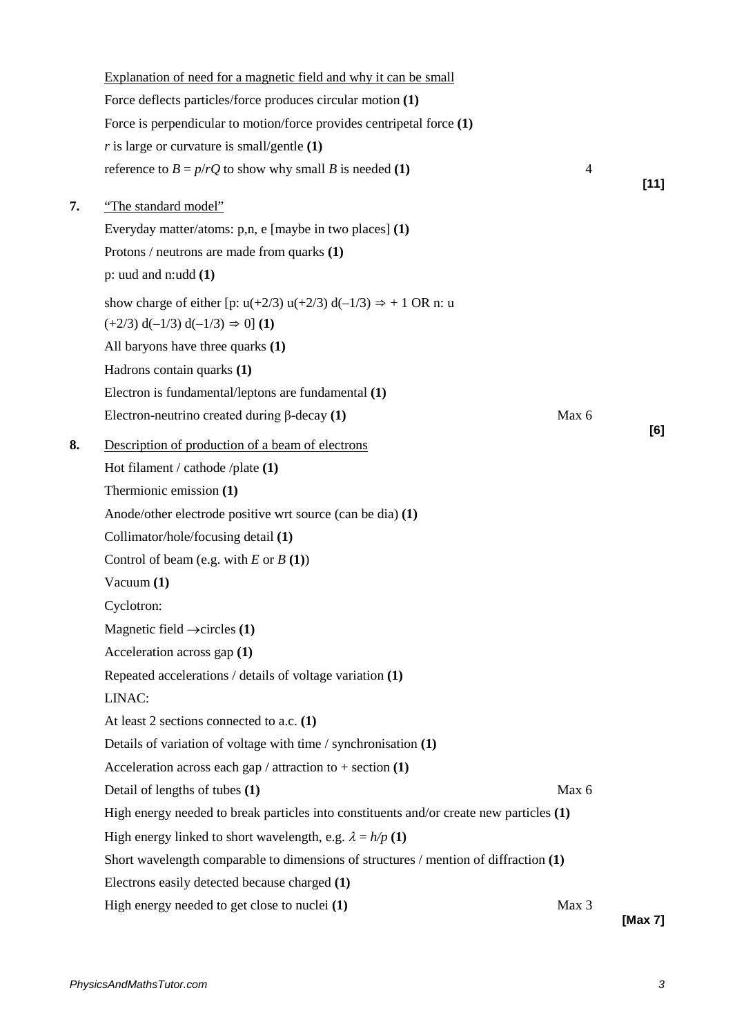<u>Explanation of need for a magnetic field and why it can be small</u>

Force deflects particles/force produces circular motion **(1)**

Force is perpendicular to motion/force provides centripetal force **(1)**

$r$ is large or curvature is small/gentle **(1)**

reference to $B = p/rQ$ to show why small $B$ is needed **(1)** 4

**[11]**

**7.** <u>"The standard model"</u>

Everyday matter/atoms: p,n, e [maybe in two places] **(1)**

Protons / neutrons are made from quarks **(1)**

p: uud and n:udd **(1)**

show charge of either [p: u(+2/3) u(+2/3) d(–1/3) $\Rightarrow$ + 1 OR n: u (+2/3) d(–1/3) d(–1/3) $\Rightarrow$ 0] **(1)**

All baryons have three quarks **(1)**

Hadrons contain quarks **(1)**

Electron is fundamental/leptons are fundamental **(1)**

Electron-neutrino created during $\beta$-decay **(1)** Max 6

**[6]**

**8.** <u>Description of production of a beam of electrons</u>

Hot filament / cathode /plate **(1)**

Thermionic emission **(1)**

Anode/other electrode positive wrt source (can be dia) **(1)**

Collimator/hole/focusing detail **(1)**

Control of beam (e.g. with $E$ or $B$ **(1)**)

Vacuum **(1)**

Cyclotron:

Magnetic field $\rightarrow$circles **(1)**

Acceleration across gap **(1)**

Repeated accelerations / details of voltage variation **(1)**

LINAC:

At least 2 sections connected to a.c. **(1)**

Details of variation of voltage with time / synchronisation **(1)**

Acceleration across each gap / attraction to + section **(1)**

Detail of lengths of tubes **(1)** Max 6

High energy needed to break particles into constituents and/or create new particles **(1)**

High energy linked to short wavelength, e.g. $\lambda = h/p$ **(1)**

Short wavelength comparable to dimensions of structures / mention of diffraction **(1)**

Electrons easily detected because charged **(1)**

High energy needed to get close to nuclei **(1)** Max 3

**[Max 7]**